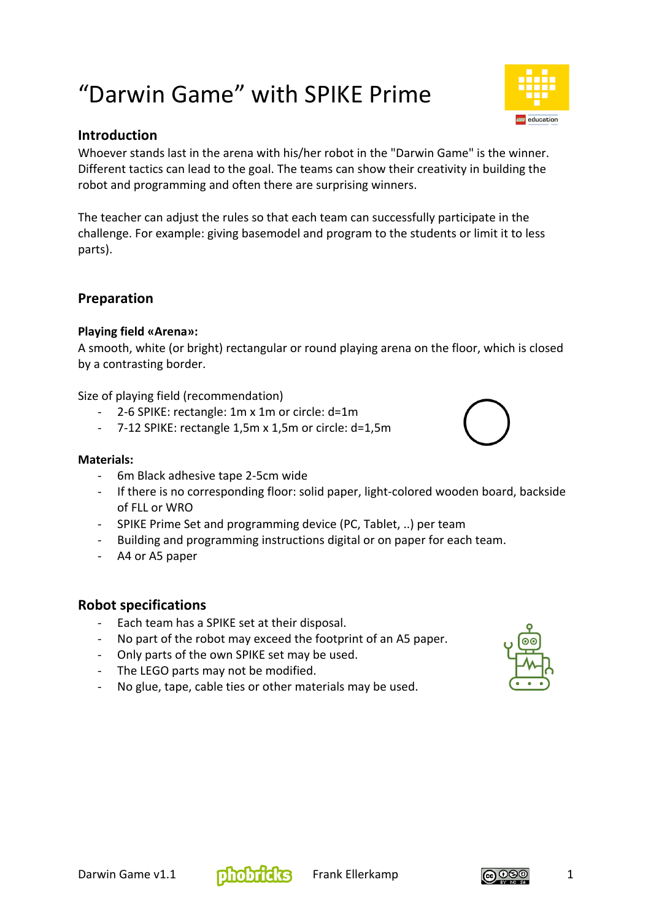# “Darwin Game” with SPIKE Prime

## Introduction

Whoever stands last in the arena with his/her robot in the "Darwin Game" is the winner. Different tactics can lead to the goal. The teams can show their creativity in building the robot and programming and often there are surprising winners.

The teacher can adjust the rules so that each team can successfully participate in the challenge. For example: giving basemodel and program to the students or limit it to less parts).

## Preparation

**Playing field «Arena»:**

A smooth, white (or bright) rectangular or round playing arena on the floor, which is closed by a contrasting border.

Size of playing field (recommendation)

- 2-6 SPIKE: rectangle: 1m x 1m or circle: d=1m
- 7-12 SPIKE: rectangle 1,5m x 1,5m or circle: d=1,5m

**Materials:**

- 6m Black adhesive tape 2-5cm wide
- If there is no corresponding floor: solid paper, light-colored wooden board, backside of FLL or WRO
- SPIKE Prime Set and programming device (PC, Tablet, ..) per team
- Building and programming instructions digital or on paper for each team.
- A4 or A5 paper

## Robot specifications

- Each team has a SPIKE set at their disposal.
- No part of the robot may exceed the footprint of an A5 paper.
- Only parts of the own SPIKE set may be used.
- The LEGO parts may not be modified.
- No glue, tape, cable ties or other materials may be used.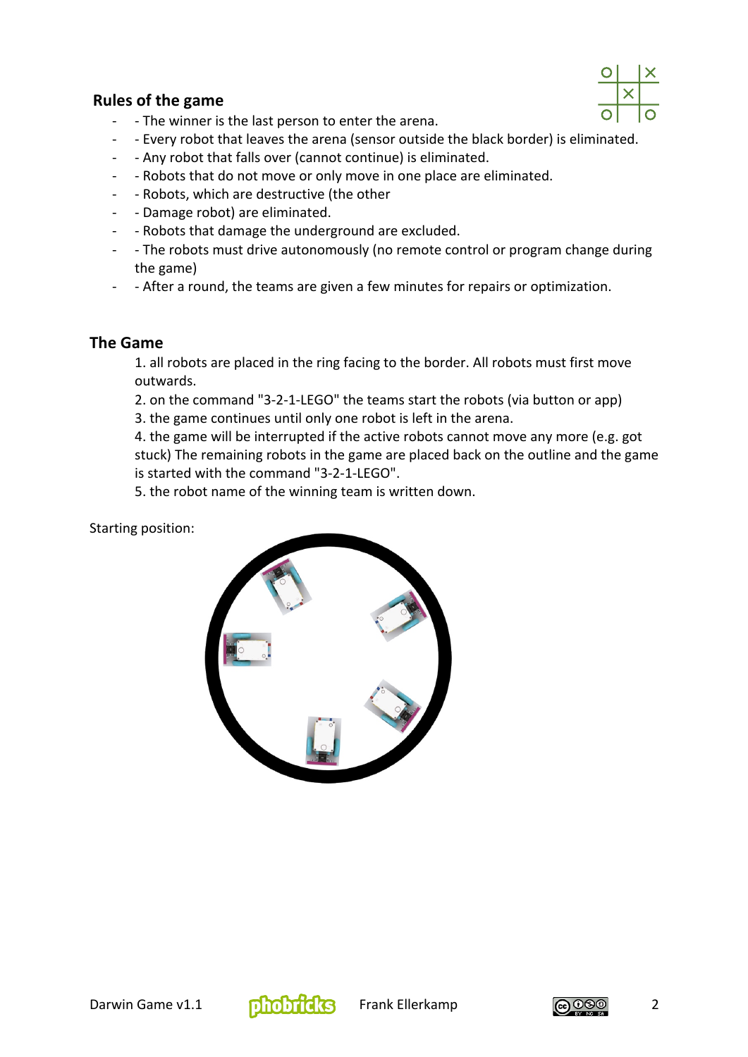## Rules of the game

- - The winner is the last person to enter the arena.
- - Every robot that leaves the arena (sensor outside the black border) is eliminated.
- - Any robot that falls over (cannot continue) is eliminated.
- - Robots that do not move or only move in one place are eliminated.
- - Robots, which are destructive (the other
- - Damage robot) are eliminated.
- - Robots that damage the underground are excluded.
- - The robots must drive autonomously (no remote control or program change during the game)
- - After a round, the teams are given a few minutes for repairs or optimization.

## The Game

1. all robots are placed in the ring facing to the border. All robots must first move outwards.
2. on the command "3-2-1-LEGO" the teams start the robots (via button or app)
3. the game continues until only one robot is left in the arena.
4. the game will be interrupted if the active robots cannot move any more (e.g. got stuck) The remaining robots in the game are placed back on the outline and the game is started with the command "3-2-1-LEGO".
5. the robot name of the winning team is written down.

Starting position: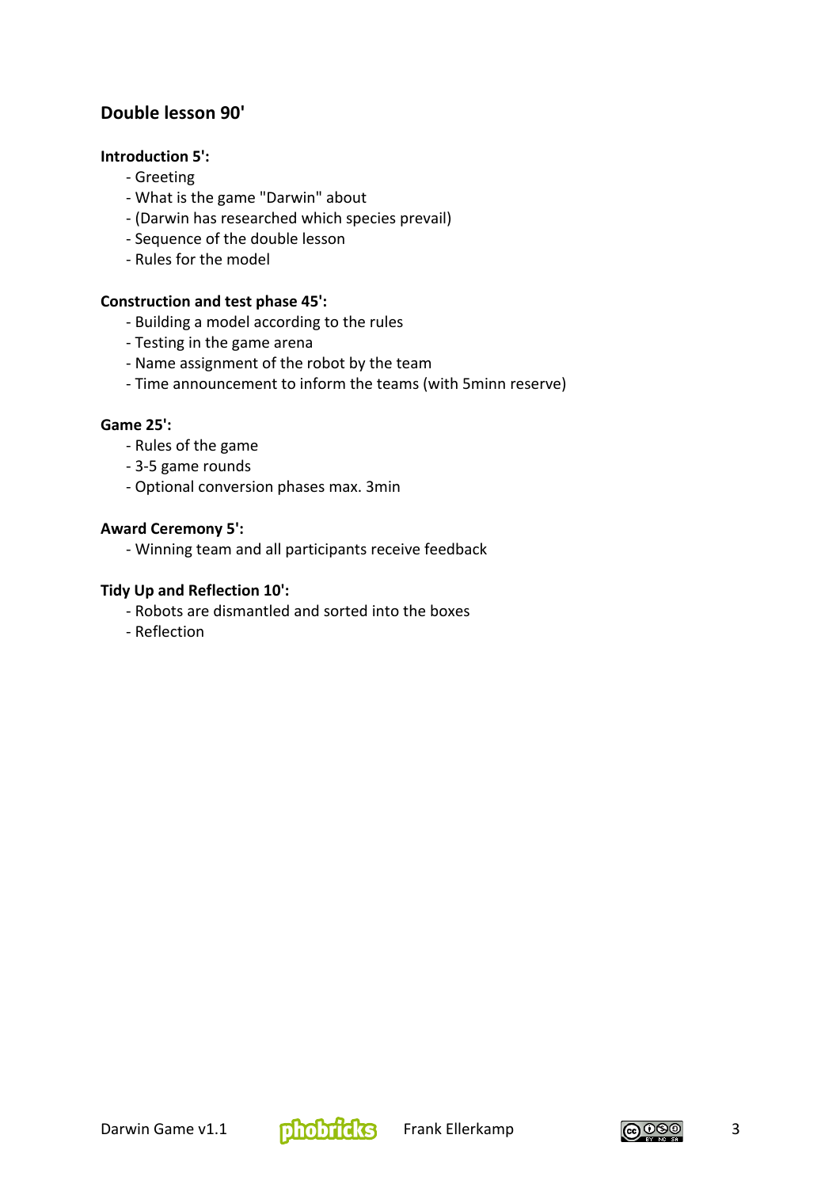## Double lesson 90'

**Introduction 5':**

- Greeting
- What is the game "Darwin" about
- (Darwin has researched which species prevail)
- Sequence of the double lesson
- Rules for the model

**Construction and test phase 45':**

- Building a model according to the rules
- Testing in the game arena
- Name assignment of the robot by the team
- Time announcement to inform the teams (with 5minn reserve)

**Game 25':**

- Rules of the game
- 3-5 game rounds
- Optional conversion phases max. 3min

**Award Ceremony 5':**

- Winning team and all participants receive feedback

**Tidy Up and Reflection 10':**

- Robots are dismantled and sorted into the boxes
- Reflection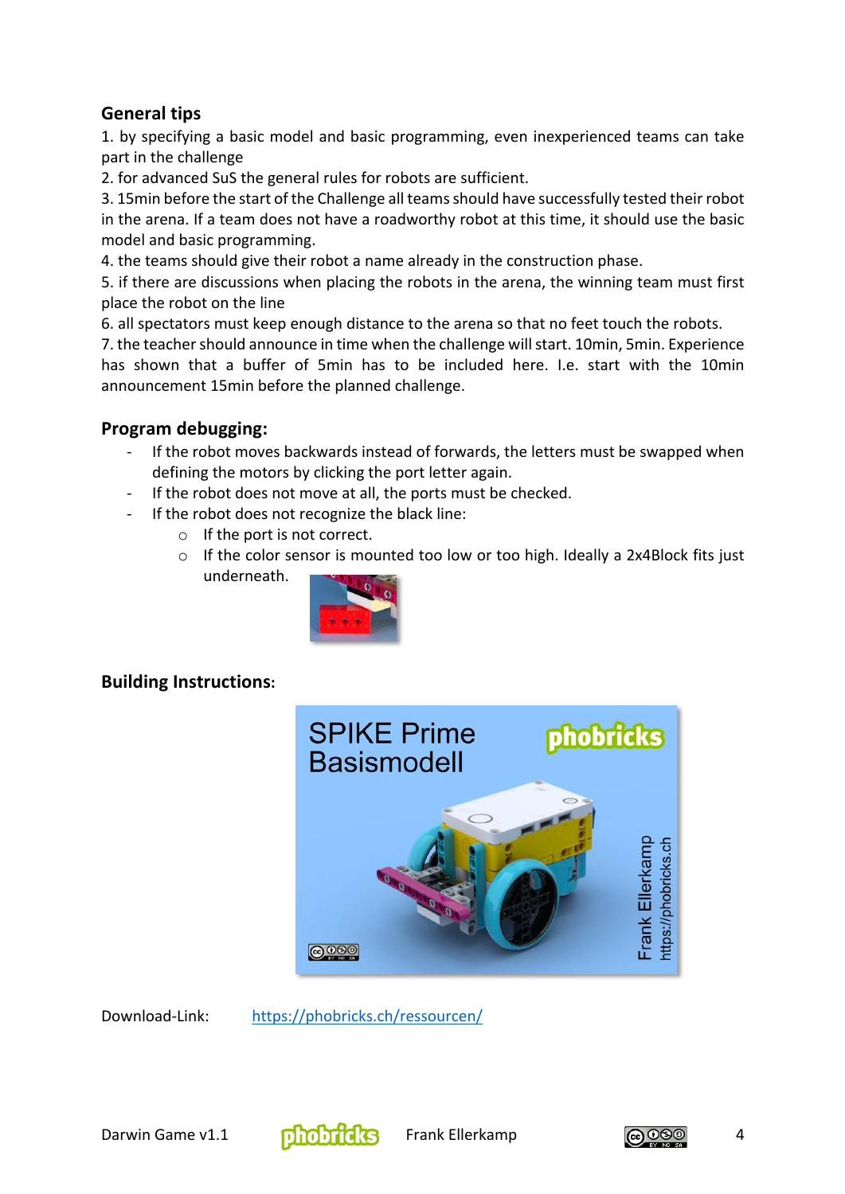## General tips

1. by specifying a basic model and basic programming, even inexperienced teams can take part in the challenge
2. for advanced SuS the general rules for robots are sufficient.
3. 15min before the start of the Challenge all teams should have successfully tested their robot in the arena. If a team does not have a roadworthy robot at this time, it should use the basic model and basic programming.
4. the teams should give their robot a name already in the construction phase.
5. if there are discussions when placing the robots in the arena, the winning team must first place the robot on the line
6. all spectators must keep enough distance to the arena so that no feet touch the robots.
7. the teacher should announce in time when the challenge will start. 10min, 5min. Experience has shown that a buffer of 5min has to be included here. I.e. start with the 10min announcement 15min before the planned challenge.

## Program debugging:

- If the robot moves backwards instead of forwards, the letters must be swapped when defining the motors by clicking the port letter again.
- If the robot does not move at all, the ports must be checked.
- If the robot does not recognize the black line:
  - If the port is not correct.
  - If the color sensor is mounted too low or too high. Ideally a 2x4Block fits just underneath.

## Building Instructions:

SPIKE Prime Basismodell

phobricks

Frank Ellerkamp https://phobricks.ch

Download-Link: https://phobricks.ch/ressourcen/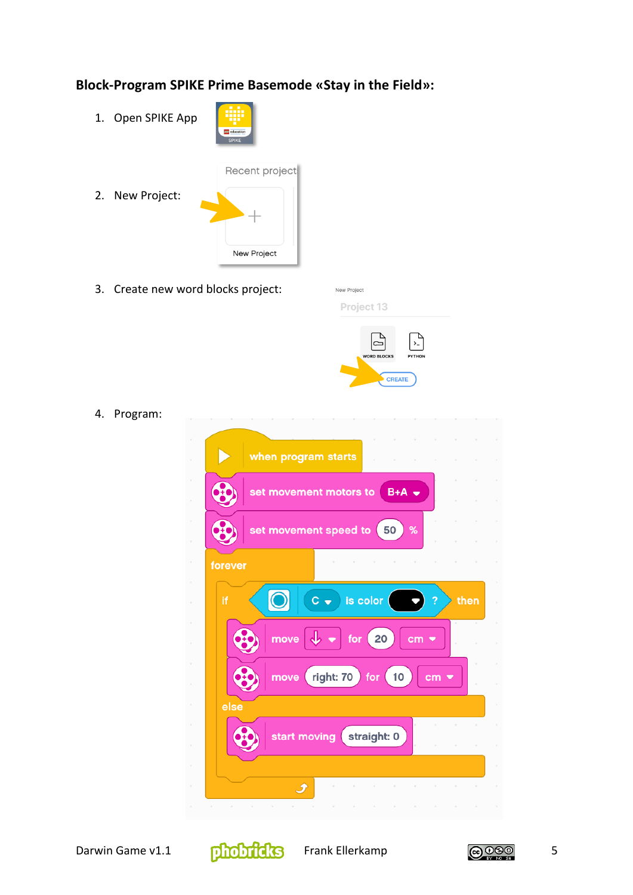**Block-Program SPIKE Prime Basemode «Stay in the Field»:**

1. Open SPIKE App
2. New Project:
3. Create new word blocks project:
4. Program:

```
when program starts
set movement motors to B+A
set movement speed to 50 %
forever
    if C is color (black) ? then
        move ↓ for 20 cm
        move right: 70 for 10 cm
    else
        start moving straight: 0
```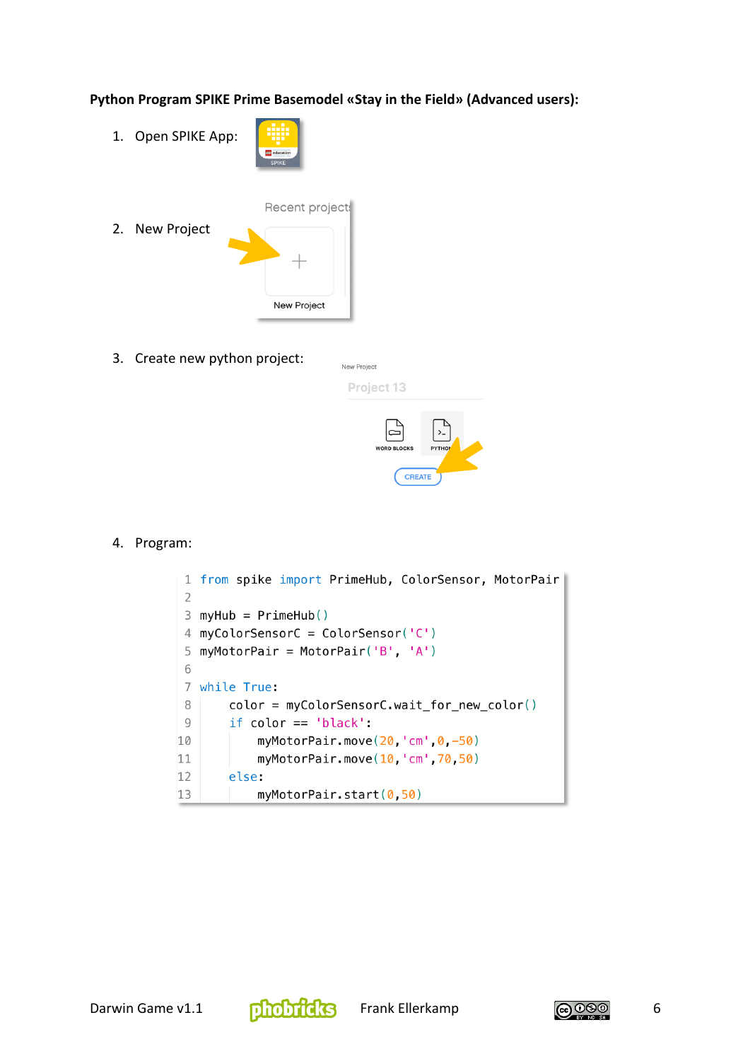**Python Program SPIKE Prime Basemodel «Stay in the Field» (Advanced users):**

1. Open SPIKE App:
2. New Project
3. Create new python project:
4. Program:

```python
from spike import PrimeHub, ColorSensor, MotorPair

myHub = PrimeHub()
myColorSensorC = ColorSensor('C')
myMotorPair = MotorPair('B', 'A')

while True:
    color = myColorSensorC.wait_for_new_color()
    if color == 'black':
        myMotorPair.move(20,'cm',0,-50)
        myMotorPair.move(10,'cm',70,50)
    else:
        myMotorPair.start(0,50)
```